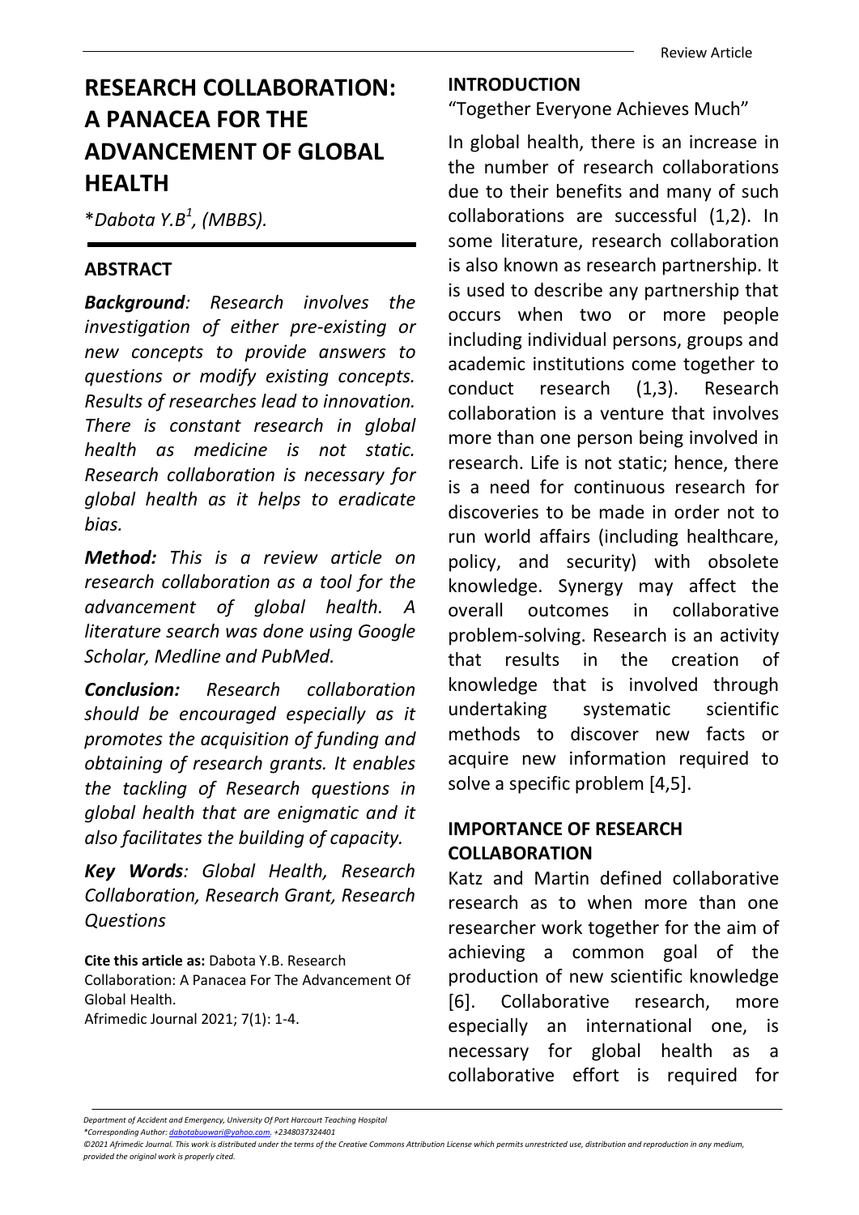# RESEARCH COLLABORATION: A PANACEA FOR THE ADVANCEMENT OF GLOBAL HEALTH

*Dabota Y.B[1], (MBBS).

## ABSTRACT

***Background**: Research involves the investigation of either pre-existing or new concepts to provide answers to questions or modify existing concepts. Results of researches lead to innovation. There is constant research in global health as medicine is not static. Research collaboration is necessary for global health as it helps to eradicate bias.*

***Method:** This is a review article on research collaboration as a tool for the advancement of global health. A literature search was done using Google Scholar, Medline and PubMed.*

***Conclusion:** Research collaboration should be encouraged especially as it promotes the acquisition of funding and obtaining of research grants. It enables the tackling of Research questions in global health that are enigmatic and it also facilitates the building of capacity.*

***Key Words**: Global Health, Research Collaboration, Research Grant, Research Questions*

**Cite this article as:** Dabota Y.B. Research Collaboration: A Panacea For The Advancement Of Global Health. Afrimedic Journal 2021; 7(1): 1-4.

## INTRODUCTION

"Together Everyone Achieves Much"

In global health, there is an increase in the number of research collaborations due to their benefits and many of such collaborations are successful (1,2). In some literature, research collaboration is also known as research partnership. It is used to describe any partnership that occurs when two or more people including individual persons, groups and academic institutions come together to conduct research (1,3). Research collaboration is a venture that involves more than one person being involved in research. Life is not static; hence, there is a need for continuous research for discoveries to be made in order not to run world affairs (including healthcare, policy, and security) with obsolete knowledge. Synergy may affect the overall outcomes in collaborative problem-solving. Research is an activity that results in the creation of knowledge that is involved through undertaking systematic scientific methods to discover new facts or acquire new information required to solve a specific problem [4,5].

## IMPORTANCE OF RESEARCH COLLABORATION

Katz and Martin defined collaborative research as to when more than one researcher work together for the aim of achieving a common goal of the production of new scientific knowledge [6]. Collaborative research, more especially an international one, is necessary for global health as a collaborative effort is required for

*Department of Accident and Emergency, University Of Port Harcourt Teaching Hospital*

*\*Corresponding Author: dabotabuowari@yahoo.com, +2348037324401*

*©2021 Afrimedic Journal. This work is distributed under the terms of the Creative Commons Attribution License which permits unrestricted use, distribution and reproduction in any medium, provided the original work is properly cited.*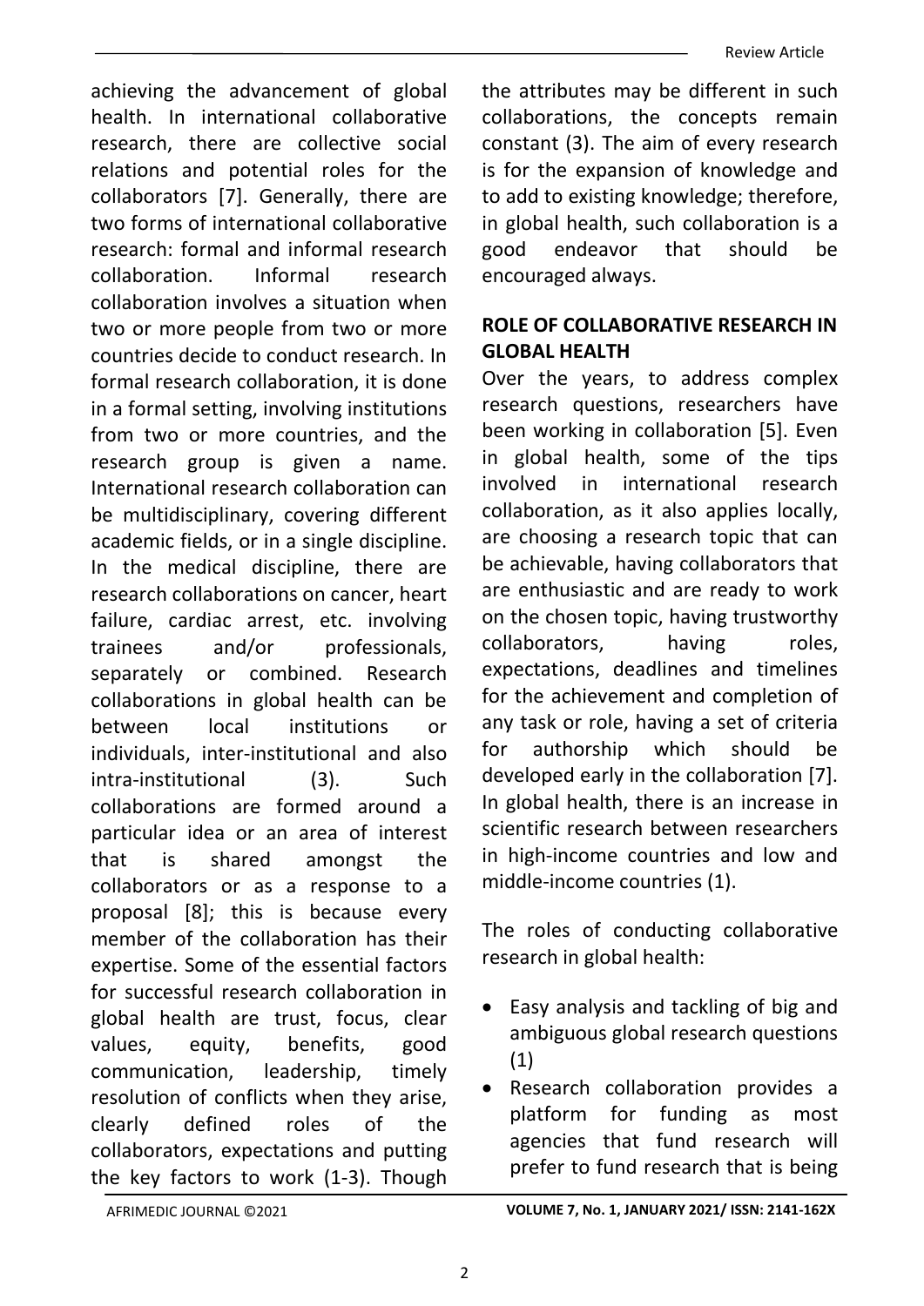achieving the advancement of global health. In international collaborative research, there are collective social relations and potential roles for the collaborators [7]. Generally, there are two forms of international collaborative research: formal and informal research collaboration. Informal research collaboration involves a situation when two or more people from two or more countries decide to conduct research. In formal research collaboration, it is done in a formal setting, involving institutions from two or more countries, and the research group is given a name. International research collaboration can be multidisciplinary, covering different academic fields, or in a single discipline. In the medical discipline, there are research collaborations on cancer, heart failure, cardiac arrest, etc. involving trainees and/or professionals, separately or combined. Research collaborations in global health can be between local institutions or individuals, inter-institutional and also intra-institutional (3). Such collaborations are formed around a particular idea or an area of interest that is shared amongst the collaborators or as a response to a proposal [8]; this is because every member of the collaboration has their expertise. Some of the essential factors for successful research collaboration in global health are trust, focus, clear values, equity, benefits, good communication, leadership, timely resolution of conflicts when they arise, clearly defined roles of the collaborators, expectations and putting the key factors to work (1-3). Though the attributes may be different in such collaborations, the concepts remain constant (3). The aim of every research is for the expansion of knowledge and to add to existing knowledge; therefore, in global health, such collaboration is a good endeavor that should be encouraged always.

## ROLE OF COLLABORATIVE RESEARCH IN GLOBAL HEALTH

Over the years, to address complex research questions, researchers have been working in collaboration [5]. Even in global health, some of the tips involved in international research collaboration, as it also applies locally, are choosing a research topic that can be achievable, having collaborators that are enthusiastic and are ready to work on the chosen topic, having trustworthy collaborators, having roles, expectations, deadlines and timelines for the achievement and completion of any task or role, having a set of criteria for authorship which should be developed early in the collaboration [7]. In global health, there is an increase in scientific research between researchers in high-income countries and low and middle-income countries (1).

The roles of conducting collaborative research in global health:

- Easy analysis and tackling of big and ambiguous global research questions (1)
- Research collaboration provides a platform for funding as most agencies that fund research will prefer to fund research that is being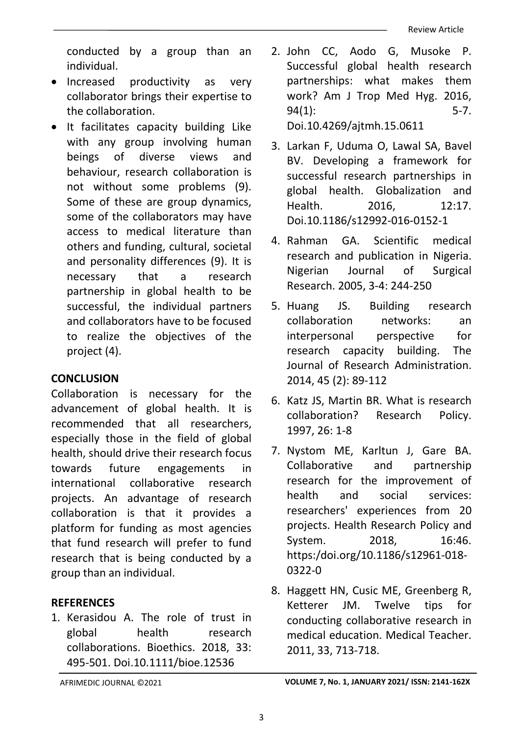conducted by a group than an individual.
- Increased productivity as very collaborator brings their expertise to the collaboration.
- It facilitates capacity building Like with any group involving human beings of diverse views and behaviour, research collaboration is not without some problems (9). Some of these are group dynamics, some of the collaborators may have access to medical literature than others and funding, cultural, societal and personality differences (9). It is necessary that a research partnership in global health to be successful, the individual partners and collaborators have to be focused to realize the objectives of the project (4).

## CONCLUSION

Collaboration is necessary for the advancement of global health. It is recommended that all researchers, especially those in the field of global health, should drive their research focus towards future engagements in international collaborative research projects. An advantage of research collaboration is that it provides a platform for funding as most agencies that fund research will prefer to fund research that is being conducted by a group than an individual.

## REFERENCES

1. Kerasidou A. The role of trust in global health research collaborations. Bioethics. 2018, 33: 495-501. Doi.10.1111/bioe.12536
2. John CC, Aodo G, Musoke P. Successful global health research partnerships: what makes them work? Am J Trop Med Hyg. 2016, 94(1): 5-7. Doi.10.4269/ajtmh.15.0611
3. Larkan F, Uduma O, Lawal SA, Bavel BV. Developing a framework for successful research partnerships in global health. Globalization and Health. 2016, 12:17. Doi.10.1186/s12992-016-0152-1
4. Rahman GA. Scientific medical research and publication in Nigeria. Nigerian Journal of Surgical Research. 2005, 3-4: 244-250
5. Huang JS. Building research collaboration networks: an interpersonal perspective for research capacity building. The Journal of Research Administration. 2014, 45 (2): 89-112
6. Katz JS, Martin BR. What is research collaboration? Research Policy. 1997, 26: 1-8
7. Nystom ME, Karltun J, Gare BA. Collaborative and partnership research for the improvement of health and social services: researchers' experiences from 20 projects. Health Research Policy and System. 2018, 16:46. https:/doi.org/10.1186/s12961-018-0322-0
8. Haggett HN, Cusic ME, Greenberg R, Ketterer JM. Twelve tips for conducting collaborative research in medical education. Medical Teacher. 2011, 33, 713-718.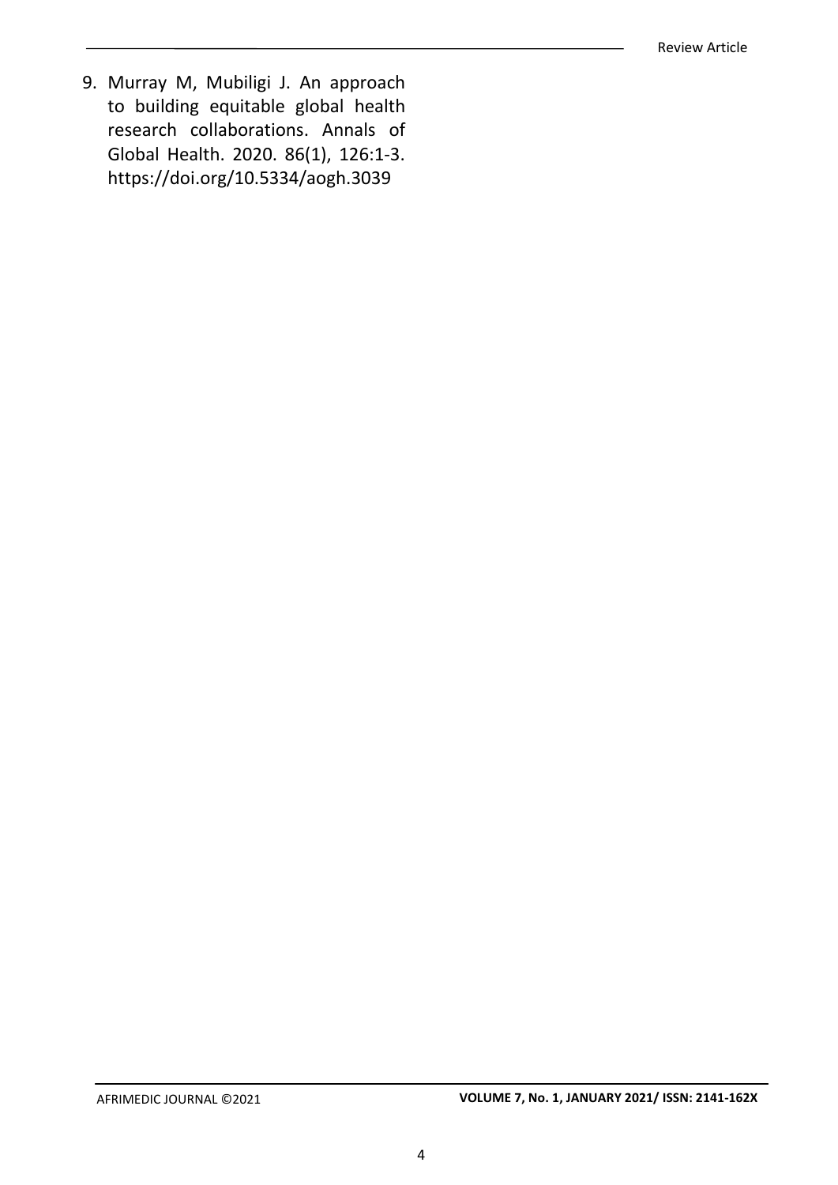9. Murray M, Mubiligi J. An approach to building equitable global health research collaborations. Annals of Global Health. 2020. 86(1), 126:1-3. https://doi.org/10.5334/aogh.3039